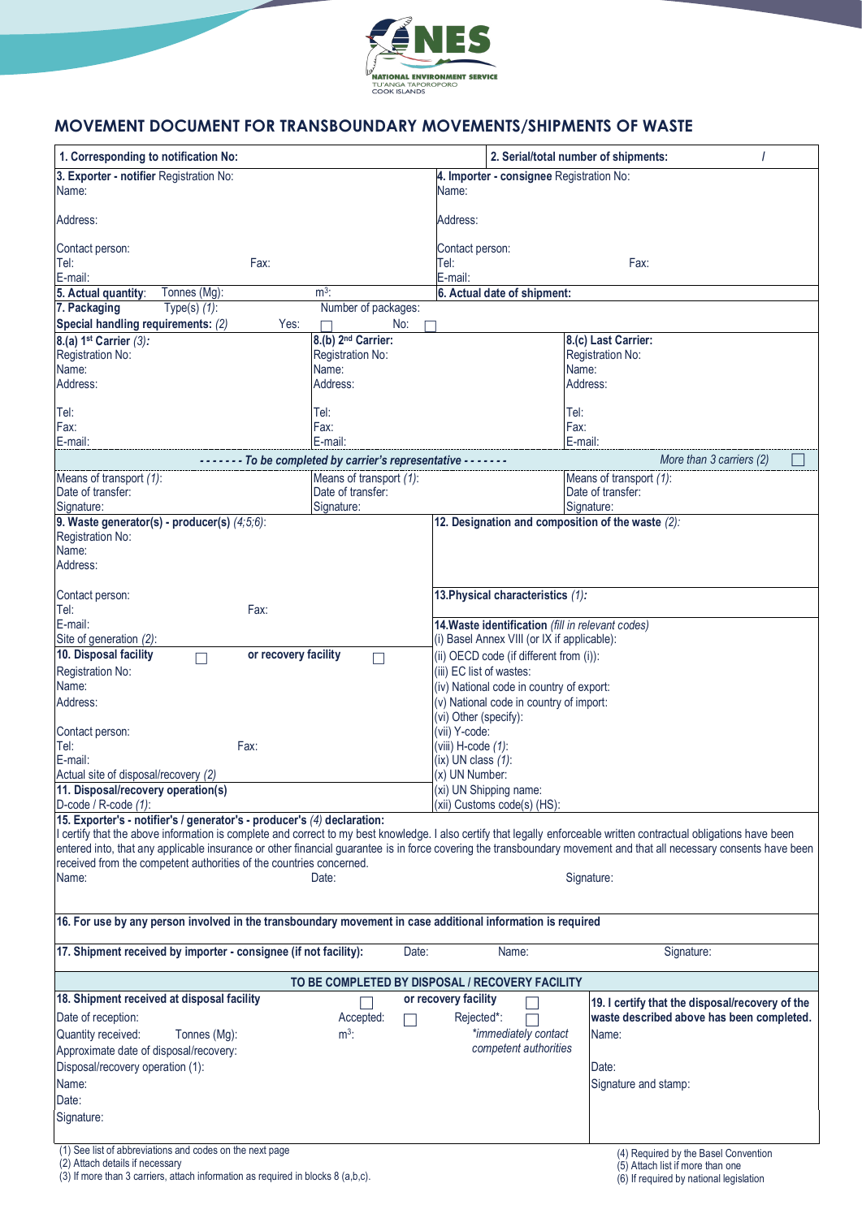NATIONAL ENVIRONMENT SERVICE
TU'ANGA TAPOROPORO
COOK ISLANDS

## MOVEMENT DOCUMENT FOR TRANSBOUNDARY MOVEMENTS/SHIPMENTS OF WASTE

**1. Corresponding to notification No:**

**2. Serial/total number of shipments:** /

**3. Exporter - notifier** Registration No:
Name:
Address:
Contact person:
Tel: Fax:
E-mail:

**4. Importer - consignee** Registration No:
Name:
Address:
Contact person:
Tel: Fax:
E-mail:

**5. Actual quantity**: Tonnes (Mg): m³:

**6. Actual date of shipment:**

**7. Packaging** Type(s) *(1)*: Number of packages:

**Special handling requirements:** *(2)* Yes: ☐ No: ☐

| **8.(a) 1st Carrier** *(3)*: | **8.(b) 2nd Carrier:** | **8.(c) Last Carrier:** |
|---|---|---|
| Registration No: | Registration No: | Registration No: |
| Name: | Name: | Name: |
| Address: | Address: | Address: |
| Tel: | Tel: | Tel: |
| Fax: | Fax: | Fax: |
| E-mail: | E-mail: | E-mail: |

*- - - - - - - To be completed by carrier's representative - - - - - - -* *More than 3 carriers (2)* ☐

| | | |
|---|---|---|
| Means of transport *(1)*: | Means of transport *(1)*: | Means of transport *(1)*: |
| Date of transfer: | Date of transfer: | Date of transfer: |
| Signature: | Signature: | Signature: |

**9. Waste generator(s) - producer(s)** *(4;5;6)*:
Registration No:
Name:
Address:
Contact person:
Tel: Fax:
E-mail:
Site of generation *(2)*:

**10. Disposal facility** ☐ **or recovery facility** ☐
Registration No:
Name:
Address:
Contact person:
Tel: Fax:
E-mail:
Actual site of disposal/recovery *(2)*

**11. Disposal/recovery operation(s)**
D-code / R-code *(1)*:

**12. Designation and composition of the waste** *(2)*:

**13.Physical characteristics** *(1)*:

**14.Waste identification** *(fill in relevant codes)*
(i) Basel Annex VIII (or IX if applicable):
(ii) OECD code (if different from (i)):
(iii) EC list of wastes:
(iv) National code in country of export:
(v) National code in country of import:
(vi) Other (specify):
(vii) Y-code:
(viii) H-code *(1)*:
(ix) UN class *(1)*:
(x) UN Number:
(xi) UN Shipping name:
(xii) Customs code(s) (HS):

**15. Exporter's - notifier's / generator's - producer's** *(4)* **declaration:**
I certify that the above information is complete and correct to my best knowledge. I also certify that legally enforceable written contractual obligations have been entered into, that any applicable insurance or other financial guarantee is in force covering the transboundary movement and that all necessary consents have been received from the competent authorities of the countries concerned.
Name: Date: Signature:

**16. For use by any person involved in the transboundary movement in case additional information is required**

**17. Shipment received by importer - consignee (if not facility):** Date: Name: Signature:

**TO BE COMPLETED BY DISPOSAL / RECOVERY FACILITY**

**18. Shipment received at disposal facility** ☐ **or recovery facility** ☐
Date of reception: Accepted: ☐ Rejected*: ☐
Quantity received: Tonnes (Mg): m³: *\*immediately contact competent authorities*
Approximate date of disposal/recovery:
Disposal/recovery operation (1):
Name:
Date:
Signature:

**19. I certify that the disposal/recovery of the waste described above has been completed.**
Name:
Date:
Signature and stamp:

(1) See list of abbreviations and codes on the next page
(2) Attach details if necessary
(3) If more than 3 carriers, attach information as required in blocks 8 (a,b,c).
(4) Required by the Basel Convention
(5) Attach list if more than one
(6) If required by national legislation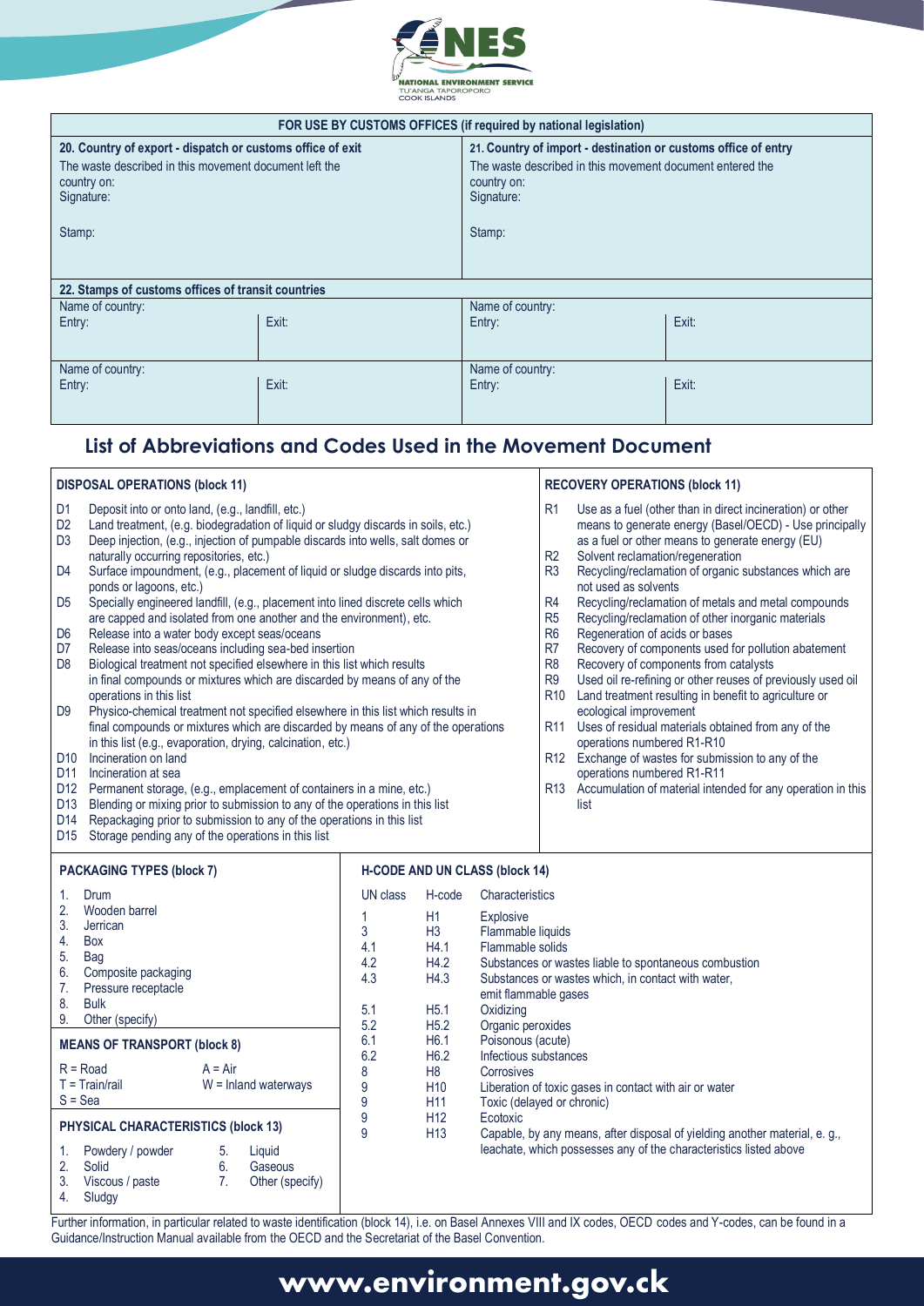NATIONAL ENVIRONMENT SERVICE
TU'ANGA TAPOROPORO
COOK ISLANDS

| FOR USE BY CUSTOMS OFFICES (if required by national legislation) | |
|---|---|
| **20. Country of export - dispatch or customs office of exit**<br>The waste described in this movement document left the country on:<br>Signature:<br><br>Stamp: | **21. Country of import - destination or customs office of entry**<br>The waste described in this movement document entered the country on:<br>Signature:<br><br>Stamp: |

| 22. Stamps of customs offices of transit countries | | | |
|---|---|---|---|
| Name of country:<br>Entry: | Exit: | Name of country:<br>Entry: | Exit: |
| Name of country:<br>Entry: | Exit: | Name of country:<br>Entry: | Exit: |

## List of Abbreviations and Codes Used in the Movement Document

### DISPOSAL OPERATIONS (block 11)

- D1 Deposit into or onto land, (e.g., landfill, etc.)
- D2 Land treatment, (e.g. biodegradation of liquid or sludgy discards in soils, etc.)
- D3 Deep injection, (e.g., injection of pumpable discards into wells, salt domes or naturally occurring repositories, etc.)
- D4 Surface impoundment, (e.g., placement of liquid or sludge discards into pits, ponds or lagoons, etc.)
- D5 Specially engineered landfill, (e.g., placement into lined discrete cells which are capped and isolated from one another and the environment), etc.
- D6 Release into a water body except seas/oceans
- D7 Release into seas/oceans including sea-bed insertion
- D8 Biological treatment not specified elsewhere in this list which results in final compounds or mixtures which are discarded by means of any of the operations in this list
- D9 Physico-chemical treatment not specified elsewhere in this list which results in final compounds or mixtures which are discarded by means of any of the operations in this list (e.g., evaporation, drying, calcination, etc.)
- D10 Incineration on land
- D11 Incineration at sea
- D12 Permanent storage, (e.g., emplacement of containers in a mine, etc.)
- D13 Blending or mixing prior to submission to any of the operations in this list
- D14 Repackaging prior to submission to any of the operations in this list
- D15 Storage pending any of the operations in this list

### RECOVERY OPERATIONS (block 11)

- R1 Use as a fuel (other than in direct incineration) or other means to generate energy (Basel/OECD) - Use principally as a fuel or other means to generate energy (EU)
- R2 Solvent reclamation/regeneration
- R3 Recycling/reclamation of organic substances which are not used as solvents
- R4 Recycling/reclamation of metals and metal compounds
- R5 Recycling/reclamation of other inorganic materials
- R6 Regeneration of acids or bases
- R7 Recovery of components used for pollution abatement
- R8 Recovery of components from catalysts
- R9 Used oil re-refining or other reuses of previously used oil
- R10 Land treatment resulting in benefit to agriculture or ecological improvement
- R11 Uses of residual materials obtained from any of the operations numbered R1-R10
- R12 Exchange of wastes for submission to any of the operations numbered R1-R11
- R13 Accumulation of material intended for any operation in this list

### PACKAGING TYPES (block 7)

1. Drum
2. Wooden barrel
3. Jerrican
4. Box
5. Bag
6. Composite packaging
7. Pressure receptacle
8. Bulk
9. Other (specify)

### MEANS OF TRANSPORT (block 8)

R = Road
T = Train/rail
S = Sea
A = Air
W = Inland waterways

### PHYSICAL CHARACTERISTICS (block 13)

1. Powdery / powder
2. Solid
3. Viscous / paste
4. Sludgy
5. Liquid
6. Gaseous
7. Other (specify)

### H-CODE AND UN CLASS (block 14)

| UN class | H-code | Characteristics |
|---|---|---|
| 1 | H1 | Explosive |
| 3 | H3 | Flammable liquids |
| 4.1 | H4.1 | Flammable solids |
| 4.2 | H4.2 | Substances or wastes liable to spontaneous combustion |
| 4.3 | H4.3 | Substances or wastes which, in contact with water, emit flammable gases |
| 5.1 | H5.1 | Oxidizing |
| 5.2 | H5.2 | Organic peroxides |
| 6.1 | H6.1 | Poisonous (acute) |
| 6.2 | H6.2 | Infectious substances |
| 8 | H8 | Corrosives |
| 9 | H10 | Liberation of toxic gases in contact with air or water |
| 9 | H11 | Toxic (delayed or chronic) |
| 9 | H12 | Ecotoxic |
| 9 | H13 | Capable, by any means, after disposal of yielding another material, e. g., leachate, which possesses any of the characteristics listed above |

Further information, in particular related to waste identification (block 14), i.e. on Basel Annexes VIII and IX codes, OECD codes and Y-codes, can be found in a Guidance/Instruction Manual available from the OECD and the Secretariat of the Basel Convention.

**www.environment.gov.ck**